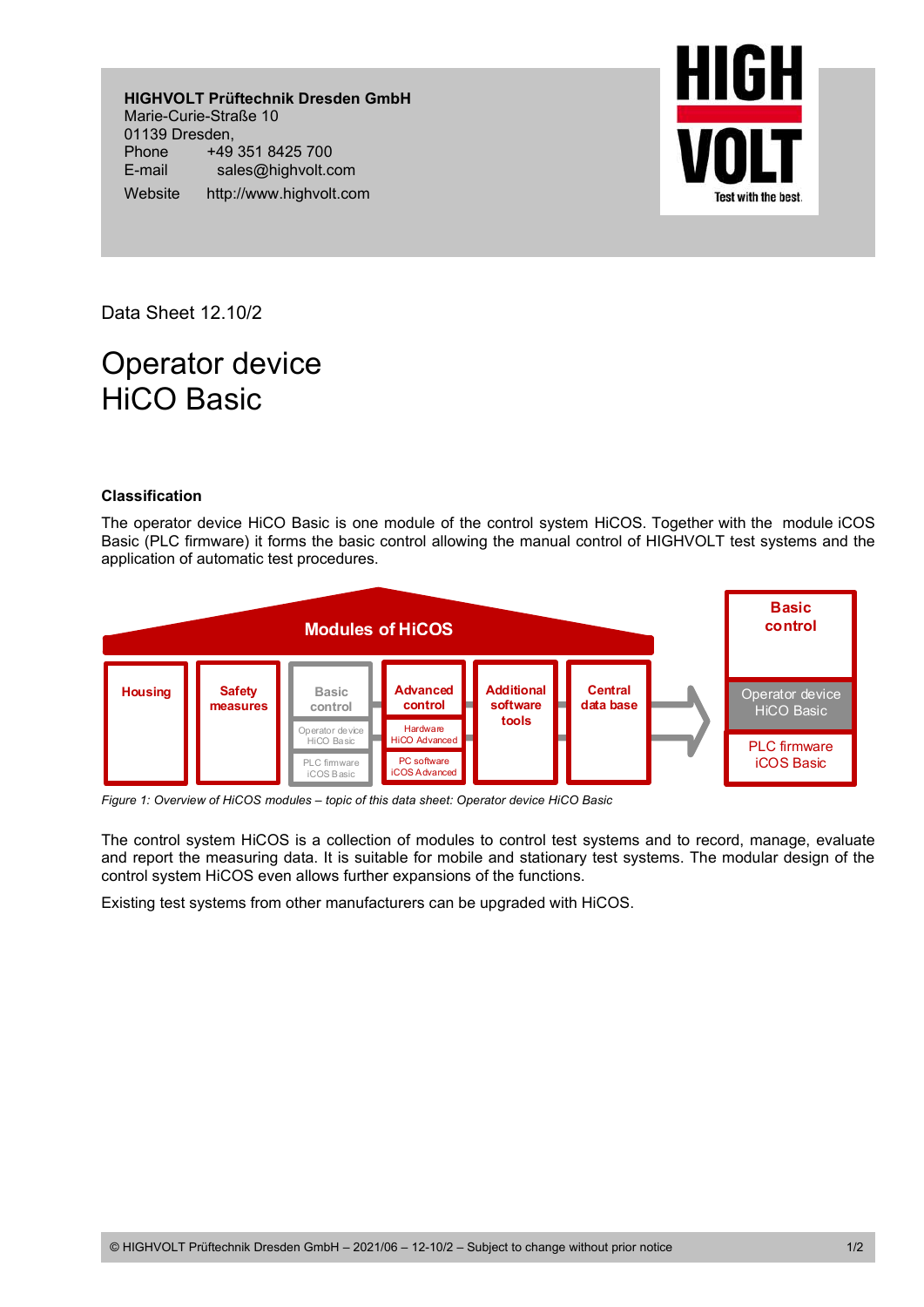**HIGHVOLT Prüftechnik Dresden GmbH**
Marie-Curie-Straße 10
01139 Dresden,
Phone +49 351 8425 700
E-mail sales@highvolt.com
Website http://www.highvolt.com

Data Sheet 12.10/2

# Operator device HiCO Basic

### Classification

The operator device HiCO Basic is one module of the control system HiCOS. Together with the module iCOS Basic (PLC firmware) it forms the basic control allowing the manual control of HIGHVOLT test systems and the application of automatic test procedures.

*Figure 1: Overview of HiCOS modules – topic of this data sheet: Operator device HiCO Basic*

The control system HiCOS is a collection of modules to control test systems and to record, manage, evaluate and report the measuring data. It is suitable for mobile and stationary test systems. The modular design of the control system HiCOS even allows further expansions of the functions.

Existing test systems from other manufacturers can be upgraded with HiCOS.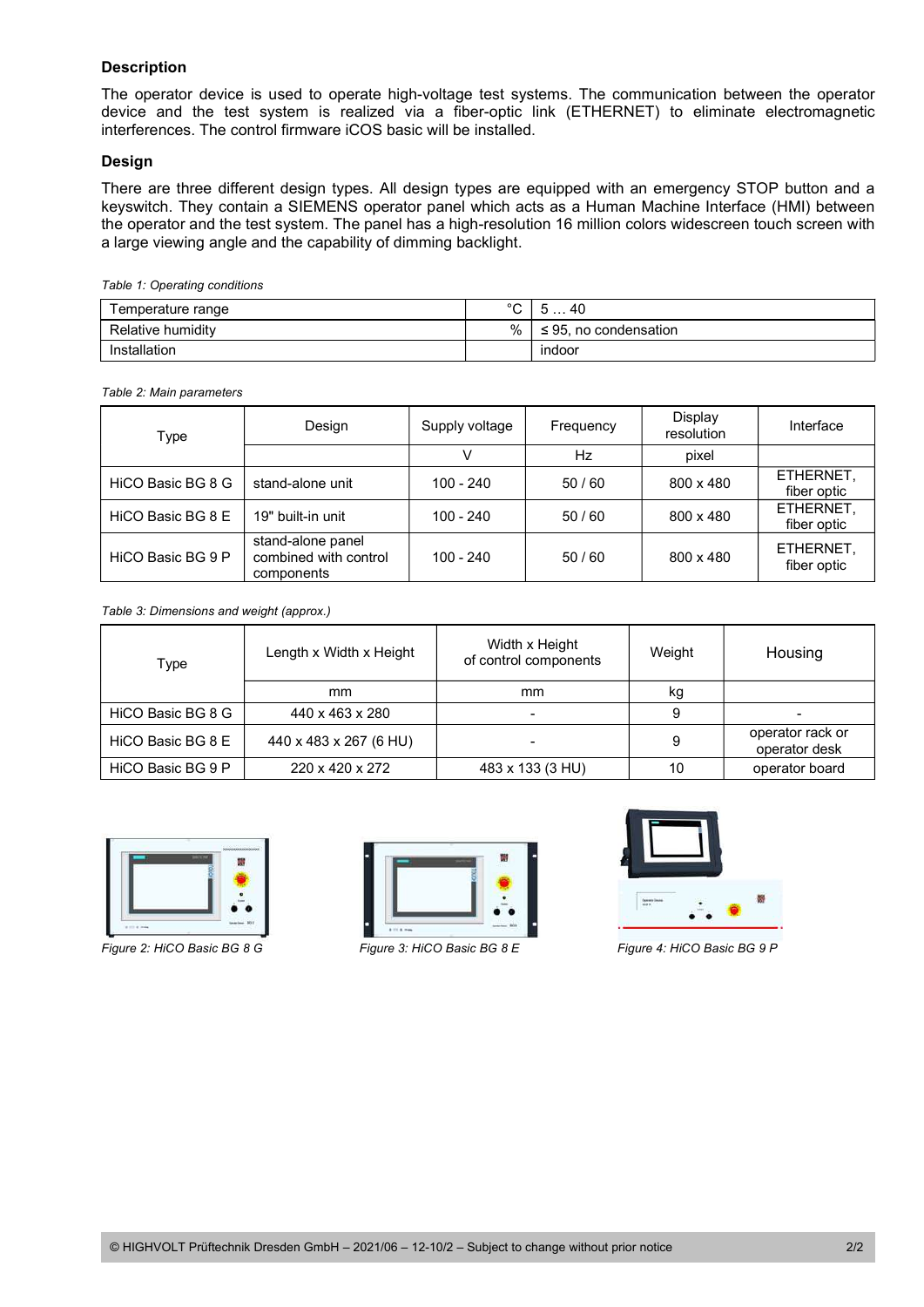## Description

The operator device is used to operate high-voltage test systems. The communication between the operator device and the test system is realized via a fiber-optic link (ETHERNET) to eliminate electromagnetic interferences. The control firmware iCOS basic will be installed.

## Design

There are three different design types. All design types are equipped with an emergency STOP button and a keyswitch. They contain a SIEMENS operator panel which acts as a Human Machine Interface (HMI) between the operator and the test system. The panel has a high-resolution 16 million colors widescreen touch screen with a large viewing angle and the capability of dimming backlight.

*Table 1: Operating conditions*

| | | |
|---|---|---|
| Temperature range | °C | 5 … 40 |
| Relative humidity | % | ≤ 95, no condensation |
| Installation | | indoor |

*Table 2: Main parameters*

| Type | Design | Supply voltage | Frequency | Display resolution | Interface |
|---|---|---|---|---|---|
| | | V | Hz | pixel | |
| HiCO Basic BG 8 G | stand-alone unit | 100 - 240 | 50 / 60 | 800 x 480 | ETHERNET, fiber optic |
| HiCO Basic BG 8 E | 19" built-in unit | 100 - 240 | 50 / 60 | 800 x 480 | ETHERNET, fiber optic |
| HiCO Basic BG 9 P | stand-alone panel combined with control components | 100 - 240 | 50 / 60 | 800 x 480 | ETHERNET, fiber optic |

*Table 3: Dimensions and weight (approx.)*

| Type | Length x Width x Height | Width x Height of control components | Weight | Housing |
|---|---|---|---|---|
| | mm | mm | kg | |
| HiCO Basic BG 8 G | 440 x 463 x 280 | - | 9 | - |
| HiCO Basic BG 8 E | 440 x 483 x 267 (6 HU) | - | 9 | operator rack or operator desk |
| HiCO Basic BG 9 P | 220 x 420 x 272 | 483 x 133 (3 HU) | 10 | operator board |

*Figure 2: HiCO Basic BG 8 G*

*Figure 3: HiCO Basic BG 8 E*

*Figure 4: HiCO Basic BG 9 P*

© HIGHVOLT Prüftechnik Dresden GmbH – 2021/06 – 12-10/2 – Subject to change without prior notice